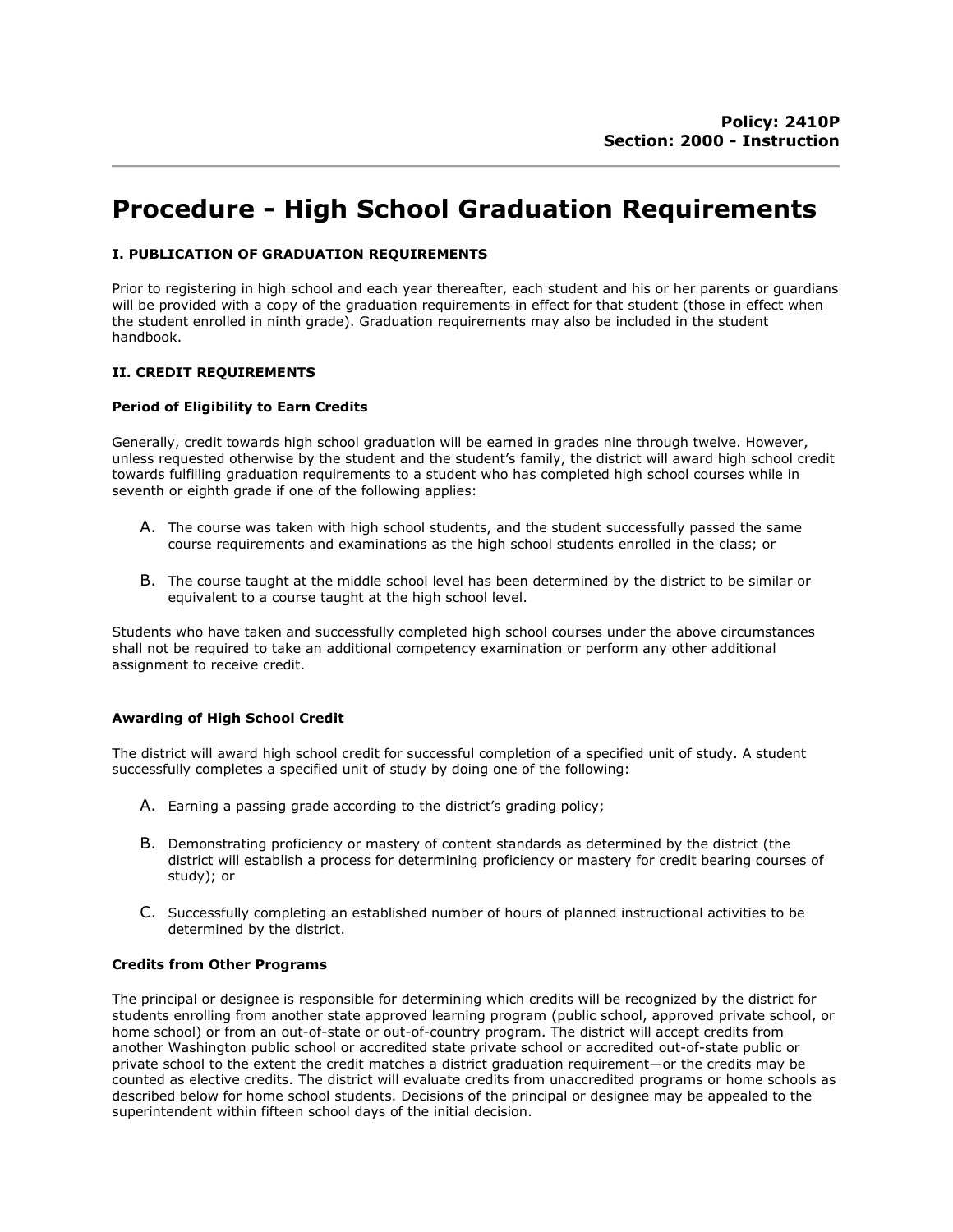**Policy: 2410P**
**Section: 2000 - Instruction**

# Procedure - High School Graduation Requirements

### I. PUBLICATION OF GRADUATION REQUIREMENTS

Prior to registering in high school and each year thereafter, each student and his or her parents or guardians will be provided with a copy of the graduation requirements in effect for that student (those in effect when the student enrolled in ninth grade). Graduation requirements may also be included in the student handbook.

### II. CREDIT REQUIREMENTS

#### Period of Eligibility to Earn Credits

Generally, credit towards high school graduation will be earned in grades nine through twelve. However, unless requested otherwise by the student and the student's family, the district will award high school credit towards fulfilling graduation requirements to a student who has completed high school courses while in seventh or eighth grade if one of the following applies:

A. The course was taken with high school students, and the student successfully passed the same course requirements and examinations as the high school students enrolled in the class; or

B. The course taught at the middle school level has been determined by the district to be similar or equivalent to a course taught at the high school level.

Students who have taken and successfully completed high school courses under the above circumstances shall not be required to take an additional competency examination or perform any other additional assignment to receive credit.

#### Awarding of High School Credit

The district will award high school credit for successful completion of a specified unit of study. A student successfully completes a specified unit of study by doing one of the following:

A. Earning a passing grade according to the district's grading policy;

B. Demonstrating proficiency or mastery of content standards as determined by the district (the district will establish a process for determining proficiency or mastery for credit bearing courses of study); or

C. Successfully completing an established number of hours of planned instructional activities to be determined by the district.

#### Credits from Other Programs

The principal or designee is responsible for determining which credits will be recognized by the district for students enrolling from another state approved learning program (public school, approved private school, or home school) or from an out-of-state or out-of-country program. The district will accept credits from another Washington public school or accredited state private school or accredited out-of-state public or private school to the extent the credit matches a district graduation requirement—or the credits may be counted as elective credits. The district will evaluate credits from unaccredited programs or home schools as described below for home school students. Decisions of the principal or designee may be appealed to the superintendent within fifteen school days of the initial decision.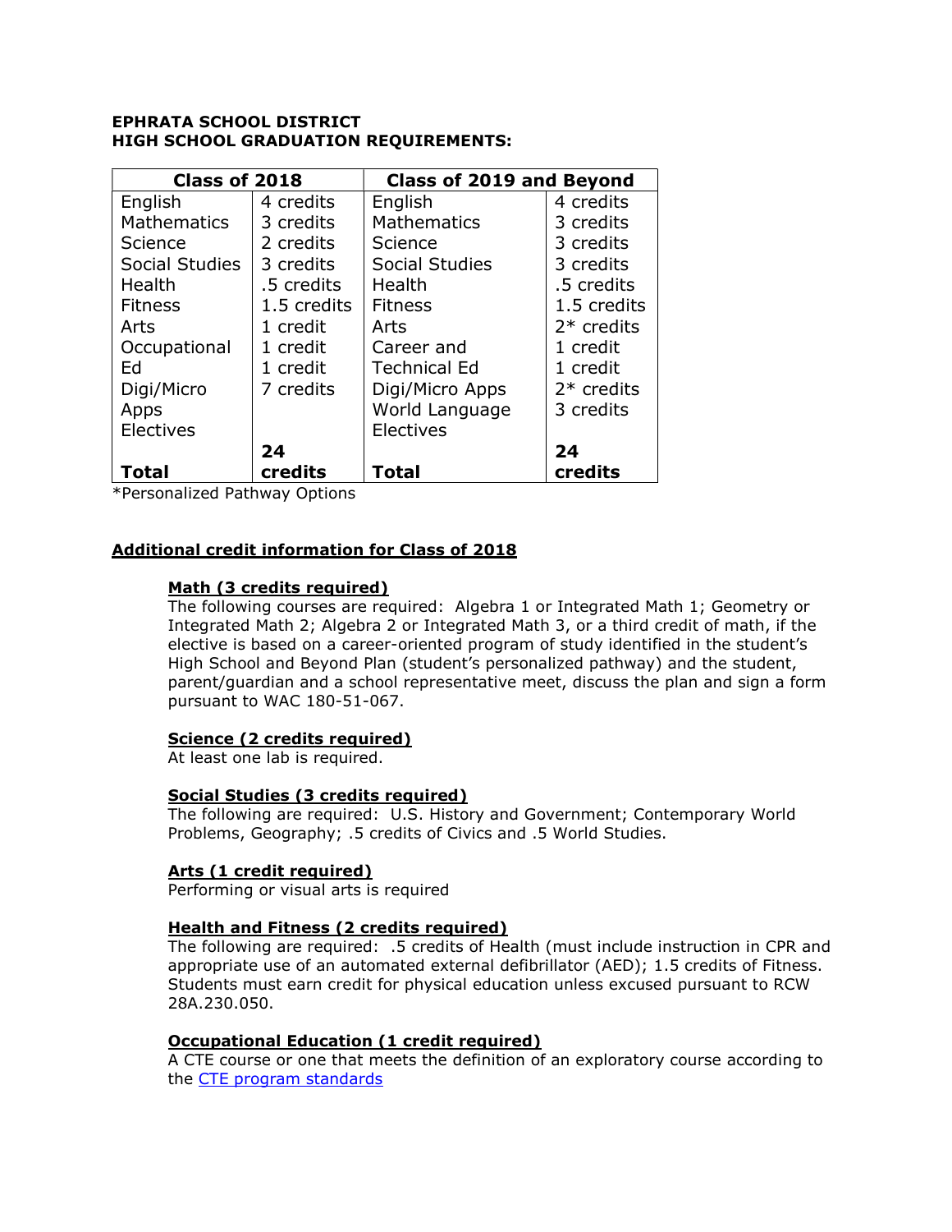**EPHRATA SCHOOL DISTRICT**
**HIGH SCHOOL GRADUATION REQUIREMENTS:**

| Class of 2018 | | Class of 2019 and Beyond | |
|---|---|---|---|
| English | 4 credits | English | 4 credits |
| Mathematics | 3 credits | Mathematics | 3 credits |
| Science | 2 credits | Science | 3 credits |
| Social Studies | 3 credits | Social Studies | 3 credits |
| Health | .5 credits | Health | .5 credits |
| Fitness | 1.5 credits | Fitness | 1.5 credits |
| Arts | 1 credit | Arts | 2* credits |
| Occupational Ed | 1 credit | Career and Technical Ed | 1 credit |
| Digi/Micro Apps | 1 credit | Digi/Micro Apps | 1 credit |
| Electives | 7 credits | World Language | 2* credits |
| | | Electives | 3 credits |
| **Total** | **24 credits** | **Total** | **24 credits** |

*Personalized Pathway Options

## Additional credit information for Class of 2018

### Math (3 credits required)

The following courses are required: Algebra 1 or Integrated Math 1; Geometry or Integrated Math 2; Algebra 2 or Integrated Math 3, or a third credit of math, if the elective is based on a career-oriented program of study identified in the student's High School and Beyond Plan (student's personalized pathway) and the student, parent/guardian and a school representative meet, discuss the plan and sign a form pursuant to WAC 180-51-067.

### Science (2 credits required)

At least one lab is required.

### Social Studies (3 credits required)

The following are required: U.S. History and Government; Contemporary World Problems, Geography; .5 credits of Civics and .5 World Studies.

### Arts (1 credit required)

Performing or visual arts is required

### Health and Fitness (2 credits required)

The following are required: .5 credits of Health (must include instruction in CPR and appropriate use of an automated external defibrillator (AED); 1.5 credits of Fitness. Students must earn credit for physical education unless excused pursuant to RCW 28A.230.050.

### Occupational Education (1 credit required)

A CTE course or one that meets the definition of an exploratory course according to the CTE program standards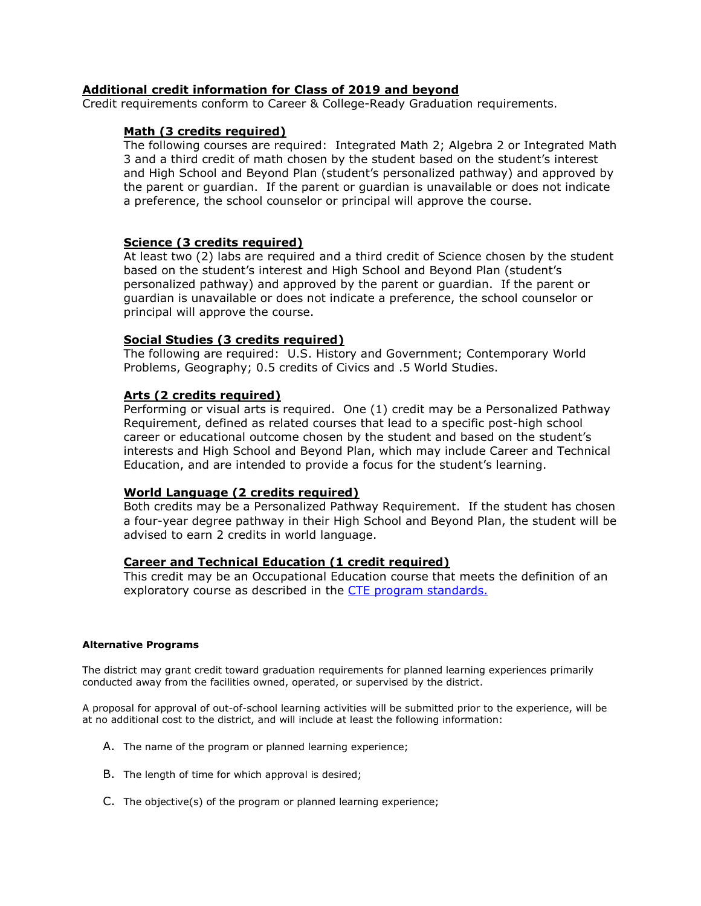## Additional credit information for Class of 2019 and beyond

Credit requirements conform to Career & College-Ready Graduation requirements.

### Math (3 credits required)

The following courses are required: Integrated Math 2; Algebra 2 or Integrated Math 3 and a third credit of math chosen by the student based on the student's interest and High School and Beyond Plan (student's personalized pathway) and approved by the parent or guardian. If the parent or guardian is unavailable or does not indicate a preference, the school counselor or principal will approve the course.

### Science (3 credits required)

At least two (2) labs are required and a third credit of Science chosen by the student based on the student's interest and High School and Beyond Plan (student's personalized pathway) and approved by the parent or guardian. If the parent or guardian is unavailable or does not indicate a preference, the school counselor or principal will approve the course.

### Social Studies (3 credits required)

The following are required: U.S. History and Government; Contemporary World Problems, Geography; 0.5 credits of Civics and .5 World Studies.

### Arts (2 credits required)

Performing or visual arts is required. One (1) credit may be a Personalized Pathway Requirement, defined as related courses that lead to a specific post-high school career or educational outcome chosen by the student and based on the student's interests and High School and Beyond Plan, which may include Career and Technical Education, and are intended to provide a focus for the student's learning.

### World Language (2 credits required)

Both credits may be a Personalized Pathway Requirement. If the student has chosen a four-year degree pathway in their High School and Beyond Plan, the student will be advised to earn 2 credits in world language.

### Career and Technical Education (1 credit required)

This credit may be an Occupational Education course that meets the definition of an exploratory course as described in the [CTE program standards.]

**Alternative Programs**

The district may grant credit toward graduation requirements for planned learning experiences primarily conducted away from the facilities owned, operated, or supervised by the district.

A proposal for approval of out-of-school learning activities will be submitted prior to the experience, will be at no additional cost to the district, and will include at least the following information:

A. The name of the program or planned learning experience;

B. The length of time for which approval is desired;

C. The objective(s) of the program or planned learning experience;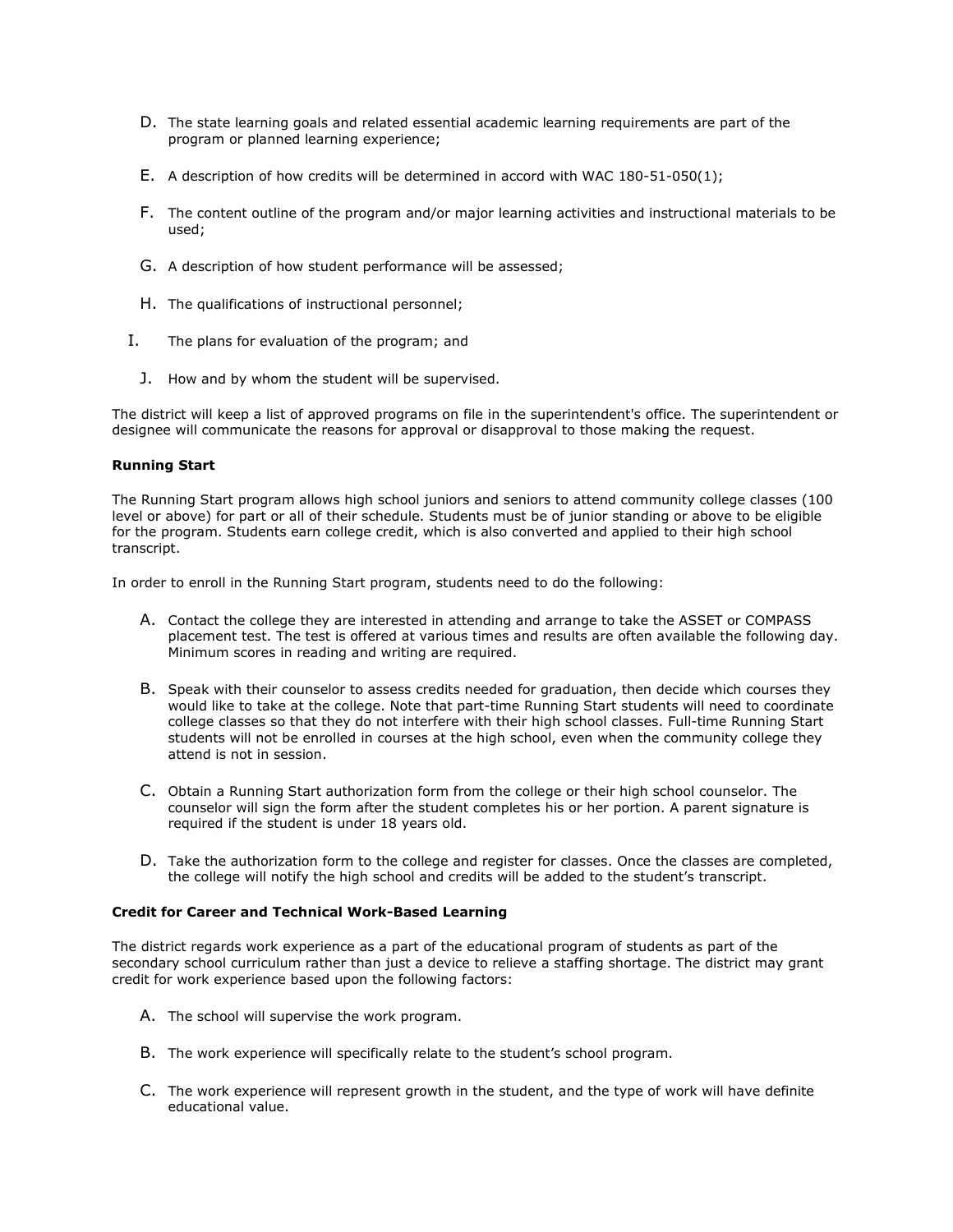D. The state learning goals and related essential academic learning requirements are part of the program or planned learning experience;

E. A description of how credits will be determined in accord with WAC 180-51-050(1);

F. The content outline of the program and/or major learning activities and instructional materials to be used;

G. A description of how student performance will be assessed;

H. The qualifications of instructional personnel;

I. The plans for evaluation of the program; and

J. How and by whom the student will be supervised.

The district will keep a list of approved programs on file in the superintendent's office. The superintendent or designee will communicate the reasons for approval or disapproval to those making the request.

**Running Start**

The Running Start program allows high school juniors and seniors to attend community college classes (100 level or above) for part or all of their schedule. Students must be of junior standing or above to be eligible for the program. Students earn college credit, which is also converted and applied to their high school transcript.

In order to enroll in the Running Start program, students need to do the following:

A. Contact the college they are interested in attending and arrange to take the ASSET or COMPASS placement test. The test is offered at various times and results are often available the following day. Minimum scores in reading and writing are required.

B. Speak with their counselor to assess credits needed for graduation, then decide which courses they would like to take at the college. Note that part-time Running Start students will need to coordinate college classes so that they do not interfere with their high school classes. Full-time Running Start students will not be enrolled in courses at the high school, even when the community college they attend is not in session.

C. Obtain a Running Start authorization form from the college or their high school counselor. The counselor will sign the form after the student completes his or her portion. A parent signature is required if the student is under 18 years old.

D. Take the authorization form to the college and register for classes. Once the classes are completed, the college will notify the high school and credits will be added to the student's transcript.

**Credit for Career and Technical Work-Based Learning**

The district regards work experience as a part of the educational program of students as part of the secondary school curriculum rather than just a device to relieve a staffing shortage. The district may grant credit for work experience based upon the following factors:

A. The school will supervise the work program.

B. The work experience will specifically relate to the student's school program.

C. The work experience will represent growth in the student, and the type of work will have definite educational value.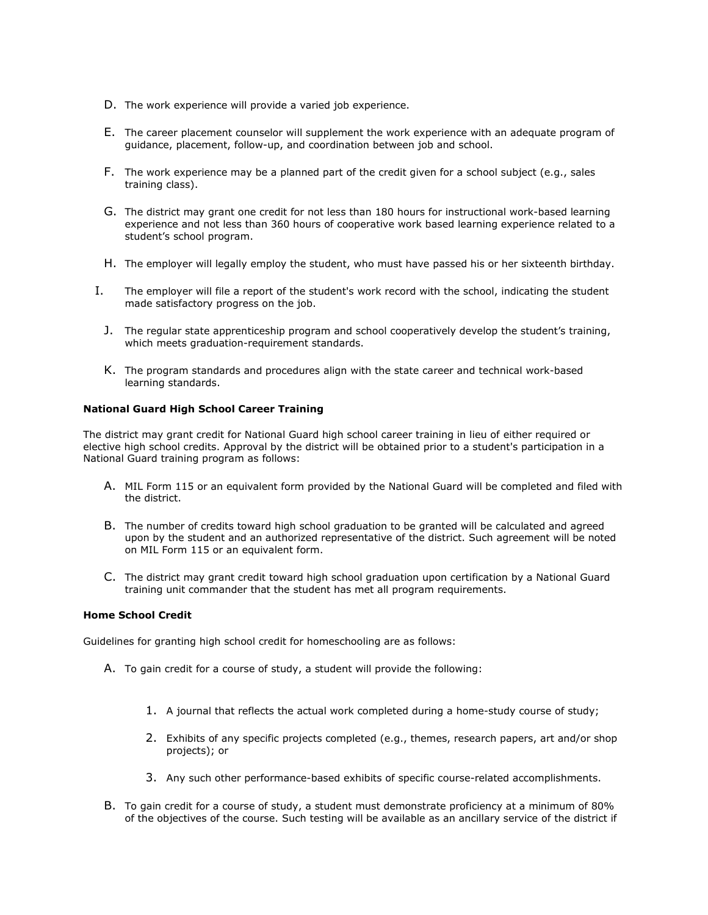D. The work experience will provide a varied job experience.

E. The career placement counselor will supplement the work experience with an adequate program of guidance, placement, follow-up, and coordination between job and school.

F. The work experience may be a planned part of the credit given for a school subject (e.g., sales training class).

G. The district may grant one credit for not less than 180 hours for instructional work-based learning experience and not less than 360 hours of cooperative work based learning experience related to a student's school program.

H. The employer will legally employ the student, who must have passed his or her sixteenth birthday.

I. The employer will file a report of the student's work record with the school, indicating the student made satisfactory progress on the job.

J. The regular state apprenticeship program and school cooperatively develop the student's training, which meets graduation-requirement standards.

K. The program standards and procedures align with the state career and technical work-based learning standards.

**National Guard High School Career Training**

The district may grant credit for National Guard high school career training in lieu of either required or elective high school credits. Approval by the district will be obtained prior to a student's participation in a National Guard training program as follows:

A. MIL Form 115 or an equivalent form provided by the National Guard will be completed and filed with the district.

B. The number of credits toward high school graduation to be granted will be calculated and agreed upon by the student and an authorized representative of the district. Such agreement will be noted on MIL Form 115 or an equivalent form.

C. The district may grant credit toward high school graduation upon certification by a National Guard training unit commander that the student has met all program requirements.

**Home School Credit**

Guidelines for granting high school credit for homeschooling are as follows:

A. To gain credit for a course of study, a student will provide the following:

   1. A journal that reflects the actual work completed during a home-study course of study;

   2. Exhibits of any specific projects completed (e.g., themes, research papers, art and/or shop projects); or

   3. Any such other performance-based exhibits of specific course-related accomplishments.

B. To gain credit for a course of study, a student must demonstrate proficiency at a minimum of 80% of the objectives of the course. Such testing will be available as an ancillary service of the district if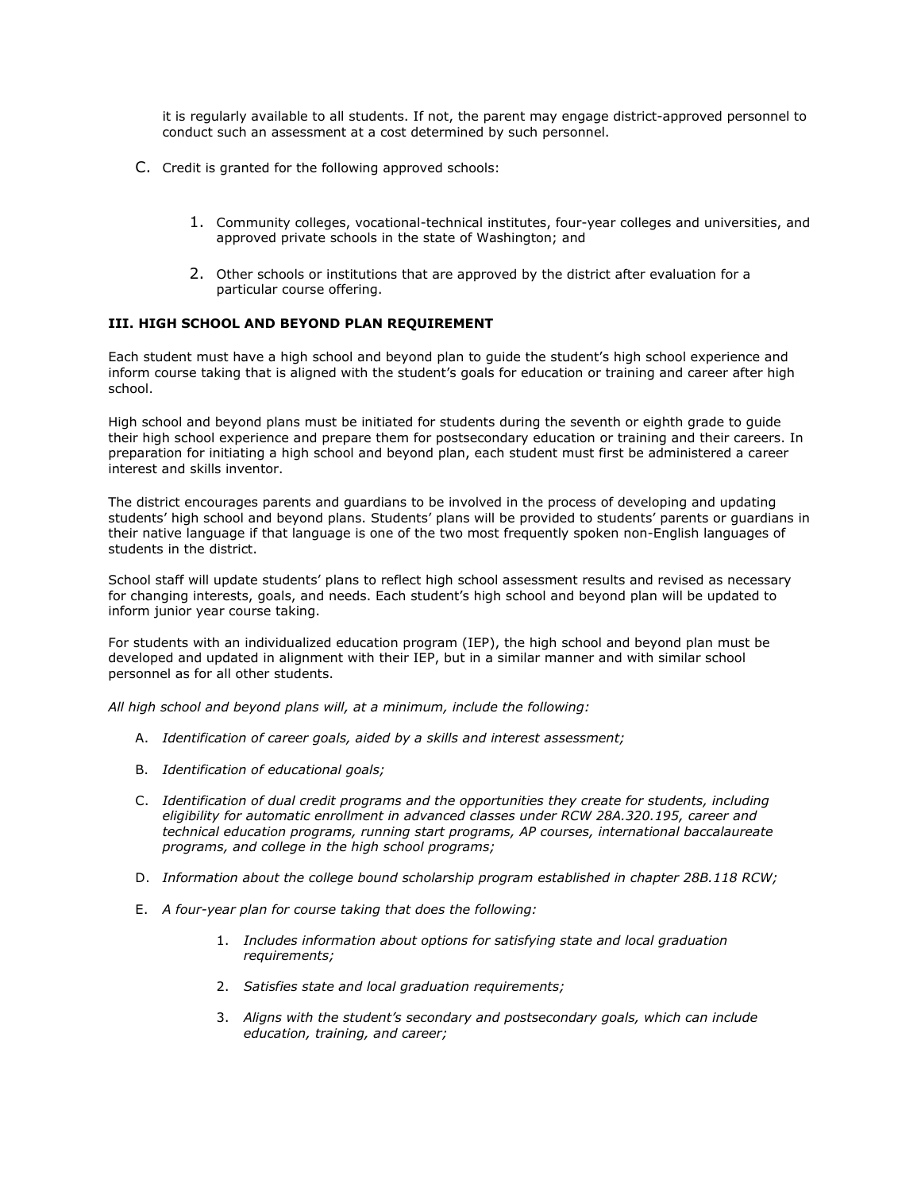it is regularly available to all students. If not, the parent may engage district-approved personnel to conduct such an assessment at a cost determined by such personnel.

C. Credit is granted for the following approved schools:

   1. Community colleges, vocational-technical institutes, four-year colleges and universities, and approved private schools in the state of Washington; and

   2. Other schools or institutions that are approved by the district after evaluation for a particular course offering.

**III. HIGH SCHOOL AND BEYOND PLAN REQUIREMENT**

Each student must have a high school and beyond plan to guide the student's high school experience and inform course taking that is aligned with the student's goals for education or training and career after high school.

High school and beyond plans must be initiated for students during the seventh or eighth grade to guide their high school experience and prepare them for postsecondary education or training and their careers. In preparation for initiating a high school and beyond plan, each student must first be administered a career interest and skills inventor.

The district encourages parents and guardians to be involved in the process of developing and updating students' high school and beyond plans. Students' plans will be provided to students' parents or guardians in their native language if that language is one of the two most frequently spoken non-English languages of students in the district.

School staff will update students' plans to reflect high school assessment results and revised as necessary for changing interests, goals, and needs. Each student's high school and beyond plan will be updated to inform junior year course taking.

For students with an individualized education program (IEP), the high school and beyond plan must be developed and updated in alignment with their IEP, but in a similar manner and with similar school personnel as for all other students.

*All high school and beyond plans will, at a minimum, include the following:*

A. *Identification of career goals, aided by a skills and interest assessment;*

B. *Identification of educational goals;*

C. *Identification of dual credit programs and the opportunities they create for students, including eligibility for automatic enrollment in advanced classes under RCW 28A.320.195, career and technical education programs, running start programs, AP courses, international baccalaureate programs, and college in the high school programs;*

D. *Information about the college bound scholarship program established in chapter 28B.118 RCW;*

E. *A four-year plan for course taking that does the following:*

   1. *Includes information about options for satisfying state and local graduation requirements;*

   2. *Satisfies state and local graduation requirements;*

   3. *Aligns with the student's secondary and postsecondary goals, which can include education, training, and career;*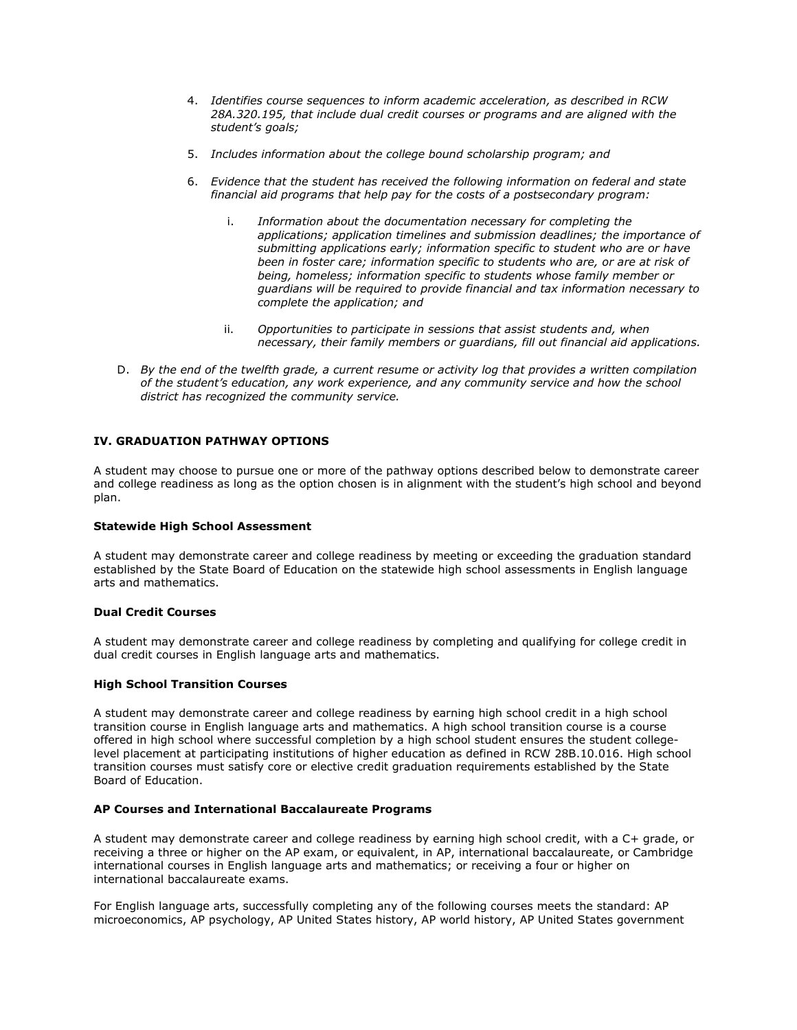4. *Identifies course sequences to inform academic acceleration, as described in RCW 28A.320.195, that include dual credit courses or programs and are aligned with the student's goals;*

5. *Includes information about the college bound scholarship program; and*

6. *Evidence that the student has received the following information on federal and state financial aid programs that help pay for the costs of a postsecondary program:*

    i. *Information about the documentation necessary for completing the applications; application timelines and submission deadlines; the importance of submitting applications early; information specific to student who are or have been in foster care; information specific to students who are, or are at risk of being, homeless; information specific to students whose family member or guardians will be required to provide financial and tax information necessary to complete the application; and*

    ii. *Opportunities to participate in sessions that assist students and, when necessary, their family members or guardians, fill out financial aid applications.*

D. *By the end of the twelfth grade, a current resume or activity log that provides a written compilation of the student's education, any work experience, and any community service and how the school district has recognized the community service.*

## IV. GRADUATION PATHWAY OPTIONS

A student may choose to pursue one or more of the pathway options described below to demonstrate career and college readiness as long as the option chosen is in alignment with the student's high school and beyond plan.

### Statewide High School Assessment

A student may demonstrate career and college readiness by meeting or exceeding the graduation standard established by the State Board of Education on the statewide high school assessments in English language arts and mathematics.

### Dual Credit Courses

A student may demonstrate career and college readiness by completing and qualifying for college credit in dual credit courses in English language arts and mathematics.

### High School Transition Courses

A student may demonstrate career and college readiness by earning high school credit in a high school transition course in English language arts and mathematics. A high school transition course is a course offered in high school where successful completion by a high school student ensures the student college-level placement at participating institutions of higher education as defined in RCW 28B.10.016. High school transition courses must satisfy core or elective credit graduation requirements established by the State Board of Education.

### AP Courses and International Baccalaureate Programs

A student may demonstrate career and college readiness by earning high school credit, with a C+ grade, or receiving a three or higher on the AP exam, or equivalent, in AP, international baccalaureate, or Cambridge international courses in English language arts and mathematics; or receiving a four or higher on international baccalaureate exams.

For English language arts, successfully completing any of the following courses meets the standard: AP microeconomics, AP psychology, AP United States history, AP world history, AP United States government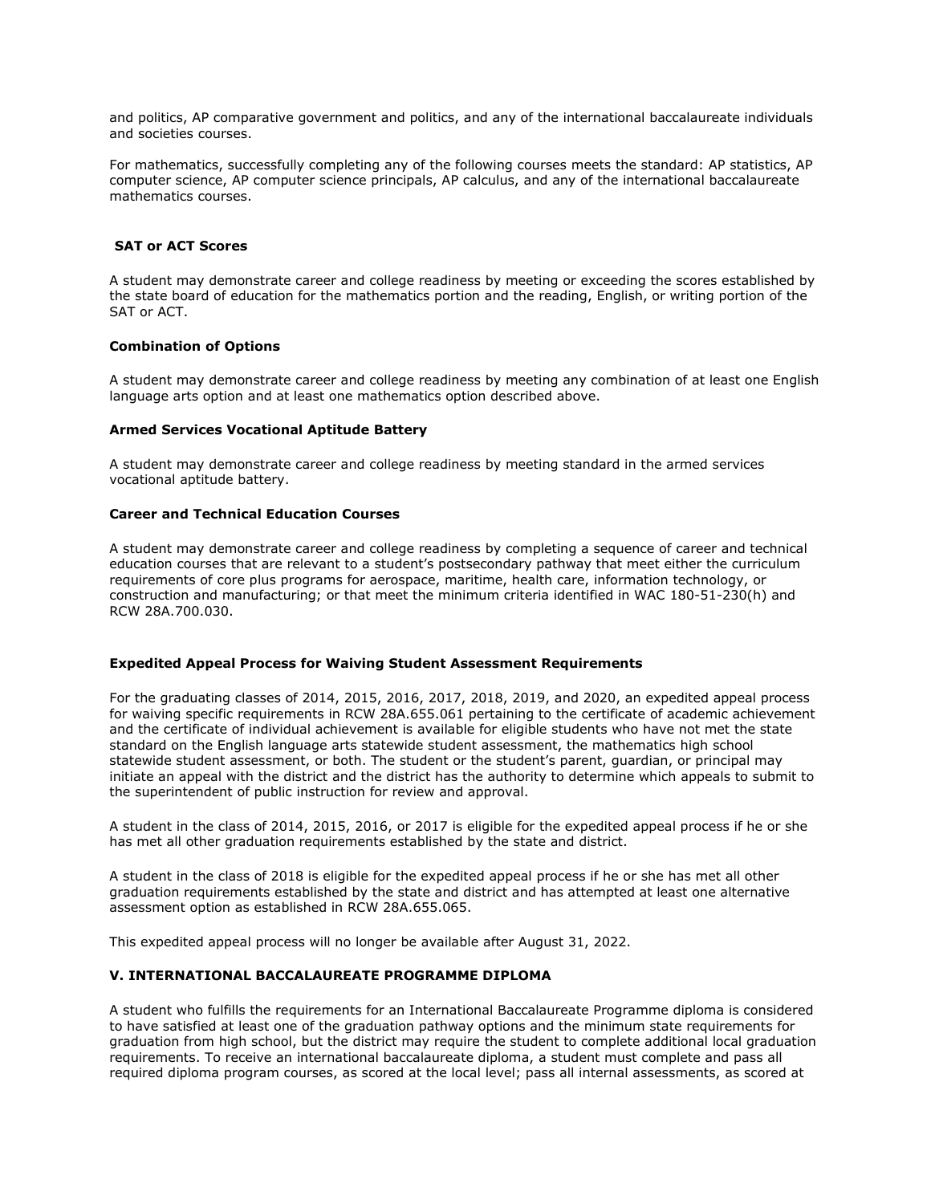and politics, AP comparative government and politics, and any of the international baccalaureate individuals and societies courses.

For mathematics, successfully completing any of the following courses meets the standard: AP statistics, AP computer science, AP computer science principals, AP calculus, and any of the international baccalaureate mathematics courses.

#### SAT or ACT Scores

A student may demonstrate career and college readiness by meeting or exceeding the scores established by the state board of education for the mathematics portion and the reading, English, or writing portion of the SAT or ACT.

#### Combination of Options

A student may demonstrate career and college readiness by meeting any combination of at least one English language arts option and at least one mathematics option described above.

#### Armed Services Vocational Aptitude Battery

A student may demonstrate career and college readiness by meeting standard in the armed services vocational aptitude battery.

#### Career and Technical Education Courses

A student may demonstrate career and college readiness by completing a sequence of career and technical education courses that are relevant to a student's postsecondary pathway that meet either the curriculum requirements of core plus programs for aerospace, maritime, health care, information technology, or construction and manufacturing; or that meet the minimum criteria identified in WAC 180-51-230(h) and RCW 28A.700.030.

#### Expedited Appeal Process for Waiving Student Assessment Requirements

For the graduating classes of 2014, 2015, 2016, 2017, 2018, 2019, and 2020, an expedited appeal process for waiving specific requirements in RCW 28A.655.061 pertaining to the certificate of academic achievement and the certificate of individual achievement is available for eligible students who have not met the state standard on the English language arts statewide student assessment, the mathematics high school statewide student assessment, or both. The student or the student's parent, guardian, or principal may initiate an appeal with the district and the district has the authority to determine which appeals to submit to the superintendent of public instruction for review and approval.

A student in the class of 2014, 2015, 2016, or 2017 is eligible for the expedited appeal process if he or she has met all other graduation requirements established by the state and district.

A student in the class of 2018 is eligible for the expedited appeal process if he or she has met all other graduation requirements established by the state and district and has attempted at least one alternative assessment option as established in RCW 28A.655.065.

This expedited appeal process will no longer be available after August 31, 2022.

### V. INTERNATIONAL BACCALAUREATE PROGRAMME DIPLOMA

A student who fulfills the requirements for an International Baccalaureate Programme diploma is considered to have satisfied at least one of the graduation pathway options and the minimum state requirements for graduation from high school, but the district may require the student to complete additional local graduation requirements. To receive an international baccalaureate diploma, a student must complete and pass all required diploma program courses, as scored at the local level; pass all internal assessments, as scored at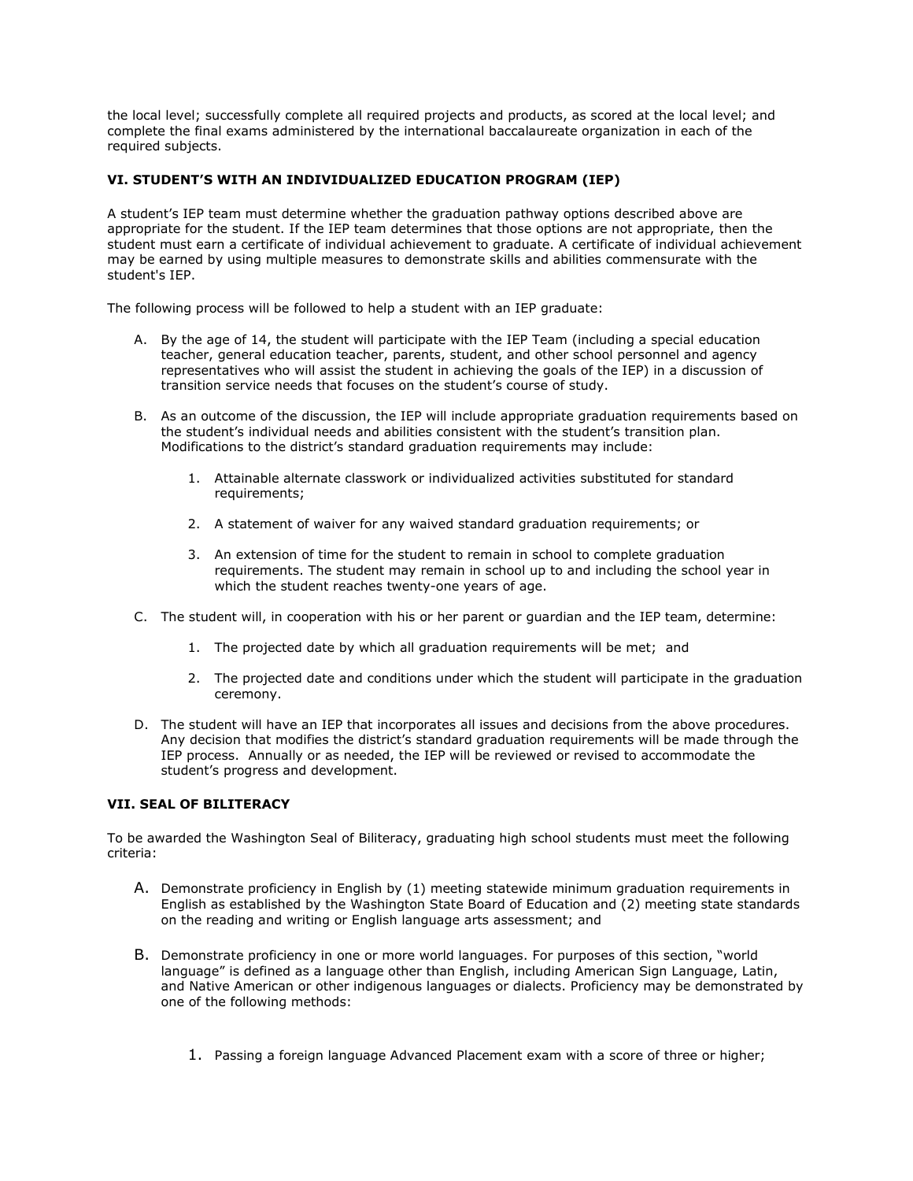the local level; successfully complete all required projects and products, as scored at the local level; and complete the final exams administered by the international baccalaureate organization in each of the required subjects.

### VI. STUDENT'S WITH AN INDIVIDUALIZED EDUCATION PROGRAM (IEP)

A student's IEP team must determine whether the graduation pathway options described above are appropriate for the student. If the IEP team determines that those options are not appropriate, then the student must earn a certificate of individual achievement to graduate. A certificate of individual achievement may be earned by using multiple measures to demonstrate skills and abilities commensurate with the student's IEP.

The following process will be followed to help a student with an IEP graduate:

A. By the age of 14, the student will participate with the IEP Team (including a special education teacher, general education teacher, parents, student, and other school personnel and agency representatives who will assist the student in achieving the goals of the IEP) in a discussion of transition service needs that focuses on the student's course of study.

B. As an outcome of the discussion, the IEP will include appropriate graduation requirements based on the student's individual needs and abilities consistent with the student's transition plan. Modifications to the district's standard graduation requirements may include:

   1. Attainable alternate classwork or individualized activities substituted for standard requirements;

   2. A statement of waiver for any waived standard graduation requirements; or

   3. An extension of time for the student to remain in school to complete graduation requirements. The student may remain in school up to and including the school year in which the student reaches twenty-one years of age.

C. The student will, in cooperation with his or her parent or guardian and the IEP team, determine:

   1. The projected date by which all graduation requirements will be met; and

   2. The projected date and conditions under which the student will participate in the graduation ceremony.

D. The student will have an IEP that incorporates all issues and decisions from the above procedures. Any decision that modifies the district's standard graduation requirements will be made through the IEP process. Annually or as needed, the IEP will be reviewed or revised to accommodate the student's progress and development.

### VII. SEAL OF BILITERACY

To be awarded the Washington Seal of Biliteracy, graduating high school students must meet the following criteria:

A. Demonstrate proficiency in English by (1) meeting statewide minimum graduation requirements in English as established by the Washington State Board of Education and (2) meeting state standards on the reading and writing or English language arts assessment; and

B. Demonstrate proficiency in one or more world languages. For purposes of this section, "world language" is defined as a language other than English, including American Sign Language, Latin, and Native American or other indigenous languages or dialects. Proficiency may be demonstrated by one of the following methods:

   1. Passing a foreign language Advanced Placement exam with a score of three or higher;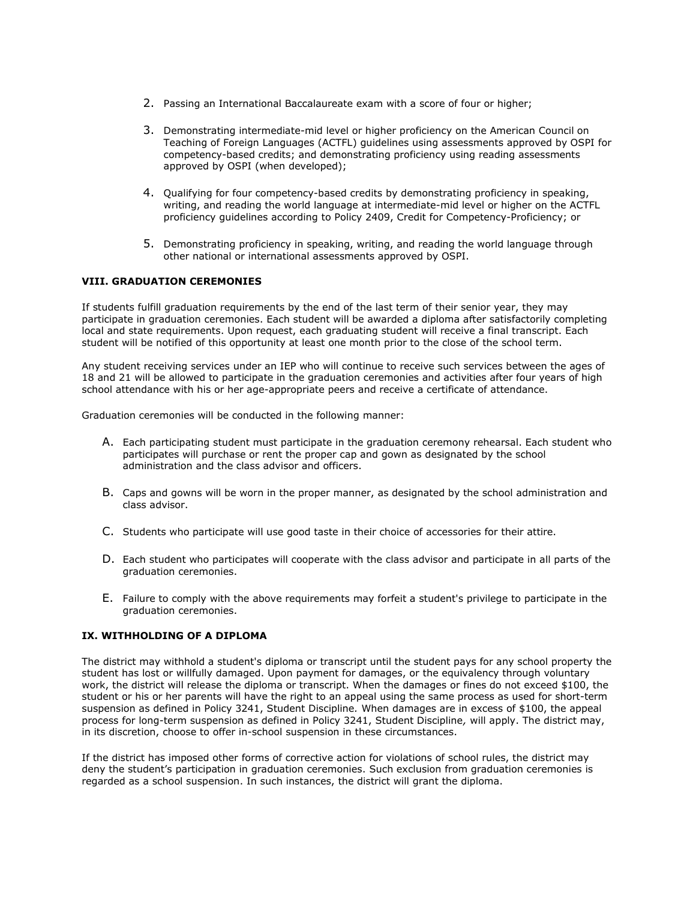2. Passing an International Baccalaureate exam with a score of four or higher;

3. Demonstrating intermediate-mid level or higher proficiency on the American Council on Teaching of Foreign Languages (ACTFL) guidelines using assessments approved by OSPI for competency-based credits; and demonstrating proficiency using reading assessments approved by OSPI (when developed);

4. Qualifying for four competency-based credits by demonstrating proficiency in speaking, writing, and reading the world language at intermediate-mid level or higher on the ACTFL proficiency guidelines according to Policy 2409, Credit for Competency-Proficiency; or

5. Demonstrating proficiency in speaking, writing, and reading the world language through other national or international assessments approved by OSPI.

**VIII. GRADUATION CEREMONIES**

If students fulfill graduation requirements by the end of the last term of their senior year, they may participate in graduation ceremonies. Each student will be awarded a diploma after satisfactorily completing local and state requirements. Upon request, each graduating student will receive a final transcript. Each student will be notified of this opportunity at least one month prior to the close of the school term.

Any student receiving services under an IEP who will continue to receive such services between the ages of 18 and 21 will be allowed to participate in the graduation ceremonies and activities after four years of high school attendance with his or her age-appropriate peers and receive a certificate of attendance.

Graduation ceremonies will be conducted in the following manner:

A. Each participating student must participate in the graduation ceremony rehearsal. Each student who participates will purchase or rent the proper cap and gown as designated by the school administration and the class advisor and officers.

B. Caps and gowns will be worn in the proper manner, as designated by the school administration and class advisor.

C. Students who participate will use good taste in their choice of accessories for their attire.

D. Each student who participates will cooperate with the class advisor and participate in all parts of the graduation ceremonies.

E. Failure to comply with the above requirements may forfeit a student's privilege to participate in the graduation ceremonies.

**IX. WITHHOLDING OF A DIPLOMA**

The district may withhold a student's diploma or transcript until the student pays for any school property the student has lost or willfully damaged. Upon payment for damages, or the equivalency through voluntary work, the district will release the diploma or transcript. When the damages or fines do not exceed $100, the student or his or her parents will have the right to an appeal using the same process as used for short-term suspension as defined in Policy 3241, Student Discipline. When damages are in excess of $100, the appeal process for long-term suspension as defined in Policy 3241, Student Discipline, will apply. The district may, in its discretion, choose to offer in-school suspension in these circumstances.

If the district has imposed other forms of corrective action for violations of school rules, the district may deny the student's participation in graduation ceremonies. Such exclusion from graduation ceremonies is regarded as a school suspension. In such instances, the district will grant the diploma.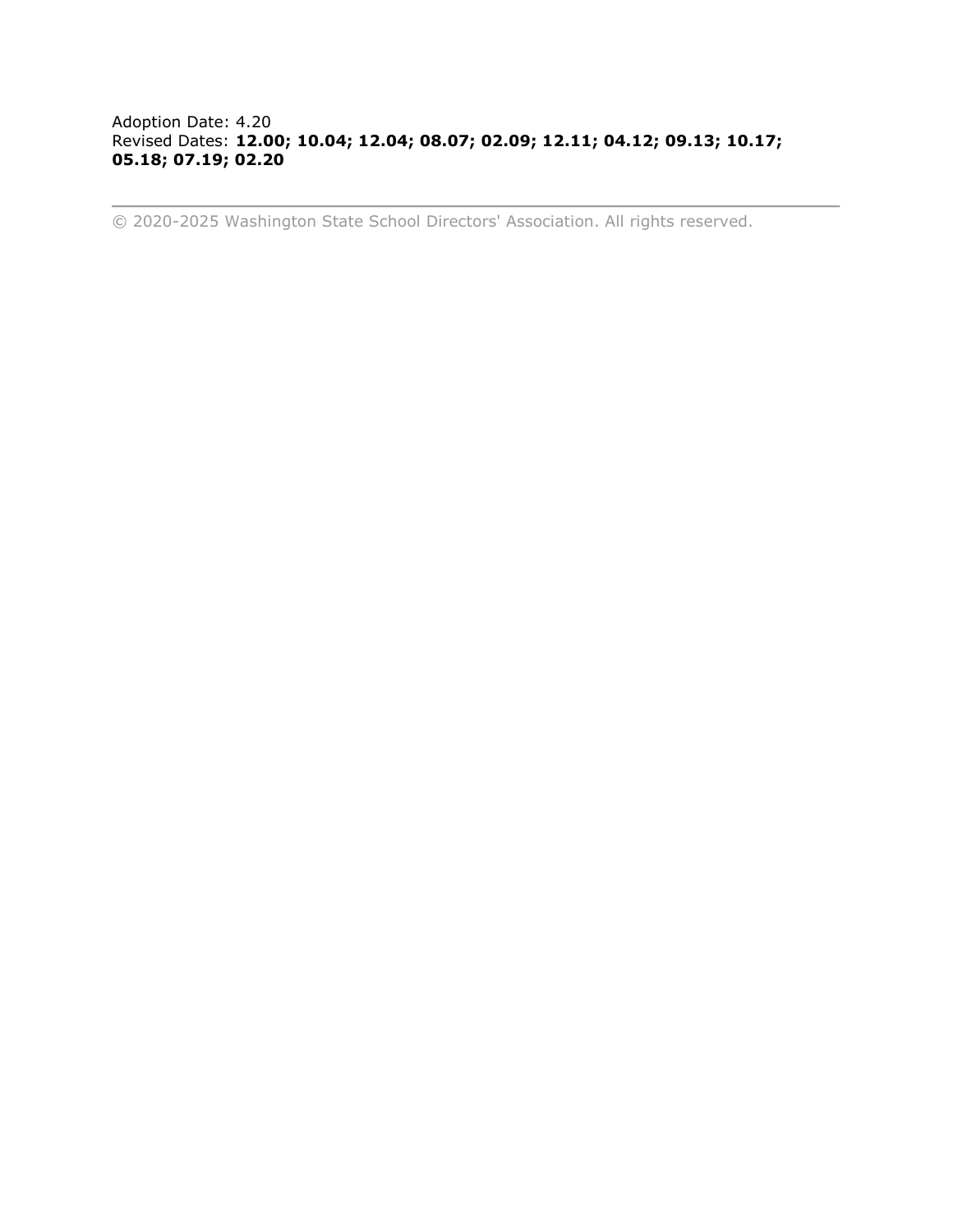Adoption Date: 4.20
Revised Dates: **12.00; 10.04; 12.04; 08.07; 02.09; 12.11; 04.12; 09.13; 10.17; 05.18; 07.19; 02.20**

---

© 2020-2025 Washington State School Directors' Association. All rights reserved.